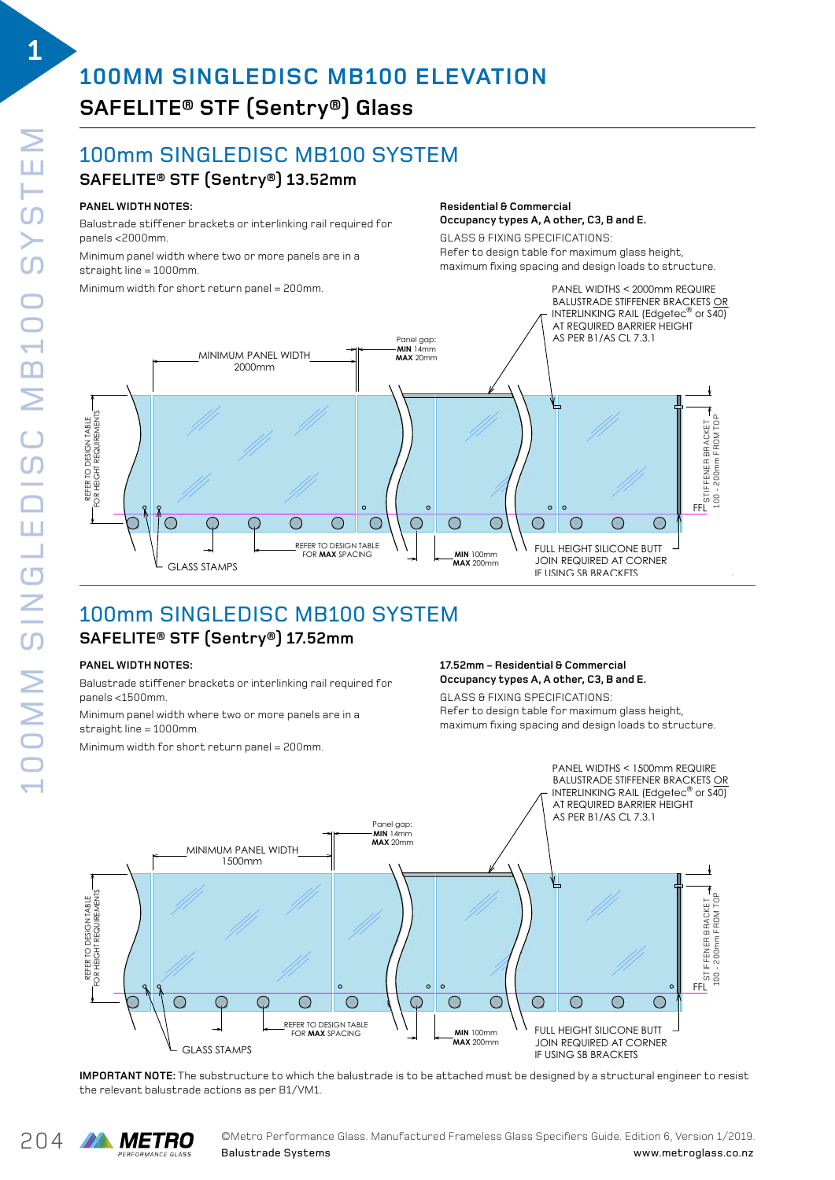# 100MM SINGLEDISC MB100 ELEVATION

## SAFELITE® STF (Sentry®) Glass

## 100mm SINGLEDISC MB100 SYSTEM

### SAFELITE® STF (Sentry®) 13.52mm

**PANEL WIDTH NOTES:**

Balustrade stiffener brackets or interlinking rail required for panels <2000mm.

Minimum panel width where two or more panels are in a straight line = 1000mm.

Minimum width for short return panel = 200mm.

**Residential & Commercial**
**Occupancy types A, A other, C3, B and E.**

GLASS & FIXING SPECIFICATIONS:
Refer to design table for maximum glass height, maximum fixing spacing and design loads to structure.

PANEL WIDTHS < 2000mm REQUIRE BALUSTRADE STIFFENER BRACKETS OR INTERLINKING RAIL (Edgetec® or S40) AT REQUIRED BARRIER HEIGHT AS PER B1/AS CL 7.3.1

MINIMUM PANEL WIDTH 2000mm

Panel gap: **MIN** 14mm **MAX** 20mm

REFER TO DESIGN TABLE FOR HEIGHT REQUIREMENTS

STIFFENER BRACKET 100 - 200mm FROM TOP

FFL

REFER TO DESIGN TABLE FOR **MAX** SPACING

**MIN** 100mm **MAX** 200mm

FULL HEIGHT SILICONE BUTT JOIN REQUIRED AT CORNER IF USING SB BRACKETS

GLASS STAMPS

## 100mm SINGLEDISC MB100 SYSTEM

### SAFELITE® STF (Sentry®) 17.52mm

**PANEL WIDTH NOTES:**

Balustrade stiffener brackets or interlinking rail required for panels <1500mm.

Minimum panel width where two or more panels are in a straight line = 1000mm.

Minimum width for short return panel = 200mm.

**17.52mm – Residential & Commercial**
**Occupancy types A, A other, C3, B and E.**

GLASS & FIXING SPECIFICATIONS:
Refer to design table for maximum glass height, maximum fixing spacing and design loads to structure.

PANEL WIDTHS < 1500mm REQUIRE BALUSTRADE STIFFENER BRACKETS OR INTERLINKING RAIL (Edgetec® or S40) AT REQUIRED BARRIER HEIGHT AS PER B1/AS CL 7.3.1

MINIMUM PANEL WIDTH 1500mm

Panel gap: **MIN** 14mm **MAX** 20mm

REFER TO DESIGN TABLE FOR HEIGHT REQUIREMENTS

STIFFENER BRACKET 100 - 200mm FROM TOP

FFL

REFER TO DESIGN TABLE FOR **MAX** SPACING

**MIN** 100mm **MAX** 200mm

FULL HEIGHT SILICONE BUTT JOIN REQUIRED AT CORNER IF USING SB BRACKETS

GLASS STAMPS

**IMPORTANT NOTE:** The substructure to which the balustrade is to be attached must be designed by a structural engineer to resist the relevant balustrade actions as per B1/VM1.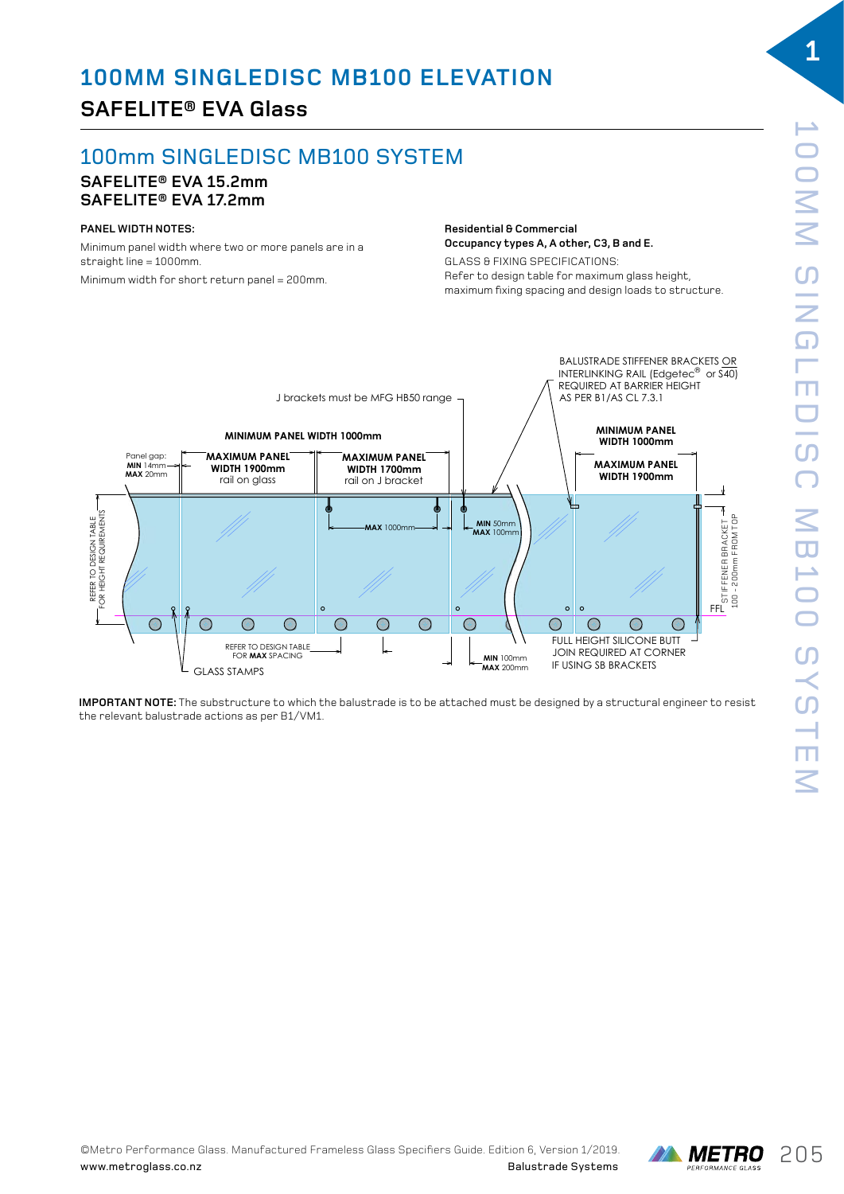# 100MM SINGLEDISC MB100 ELEVATION

## SAFELITE® EVA Glass

## 100mm SINGLEDISC MB100 SYSTEM

### SAFELITE® EVA 15.2mm
### SAFELITE® EVA 17.2mm

**PANEL WIDTH NOTES:**

Minimum panel width where two or more panels are in a straight line = 1000mm.

Minimum width for short return panel = 200mm.

**Residential & Commercial**
**Occupancy types A, A other, C3, B and E.**

GLASS & FIXING SPECIFICATIONS:
Refer to design table for maximum glass height, maximum fixing spacing and design loads to structure.

BALUSTRADE STIFFENER BRACKETS OR INTERLINKING RAIL (Edgetec® or S40) REQUIRED AT BARRIER HEIGHT AS PER B1/AS CL 7.3.1

J brackets must be MFG HB50 range

**MINIMUM PANEL WIDTH 1000mm**

Panel gap: **MIN** 14mm **MAX** 20mm

**MAXIMUM PANEL WIDTH 1900mm** rail on glass

**MAXIMUM PANEL WIDTH 1700mm** rail on J bracket

**MINIMUM PANEL WIDTH 1000mm**

**MAXIMUM PANEL WIDTH 1900mm**

**MAX** 1000mm

**MIN** 50mm **MAX** 100mm

REFER TO DESIGN TABLE FOR HEIGHT REQUIREMENTS

STIFFENER BRACKET 100 - 200mm FROM TOP

FFL

REFER TO DESIGN TABLE FOR **MAX** SPACING

GLASS STAMPS

**MIN** 100mm **MAX** 200mm

FULL HEIGHT SILICONE BUTT JOIN REQUIRED AT CORNER IF USING SB BRACKETS

**IMPORTANT NOTE:** The substructure to which the balustrade is to be attached must be designed by a structural engineer to resist the relevant balustrade actions as per B1/VM1.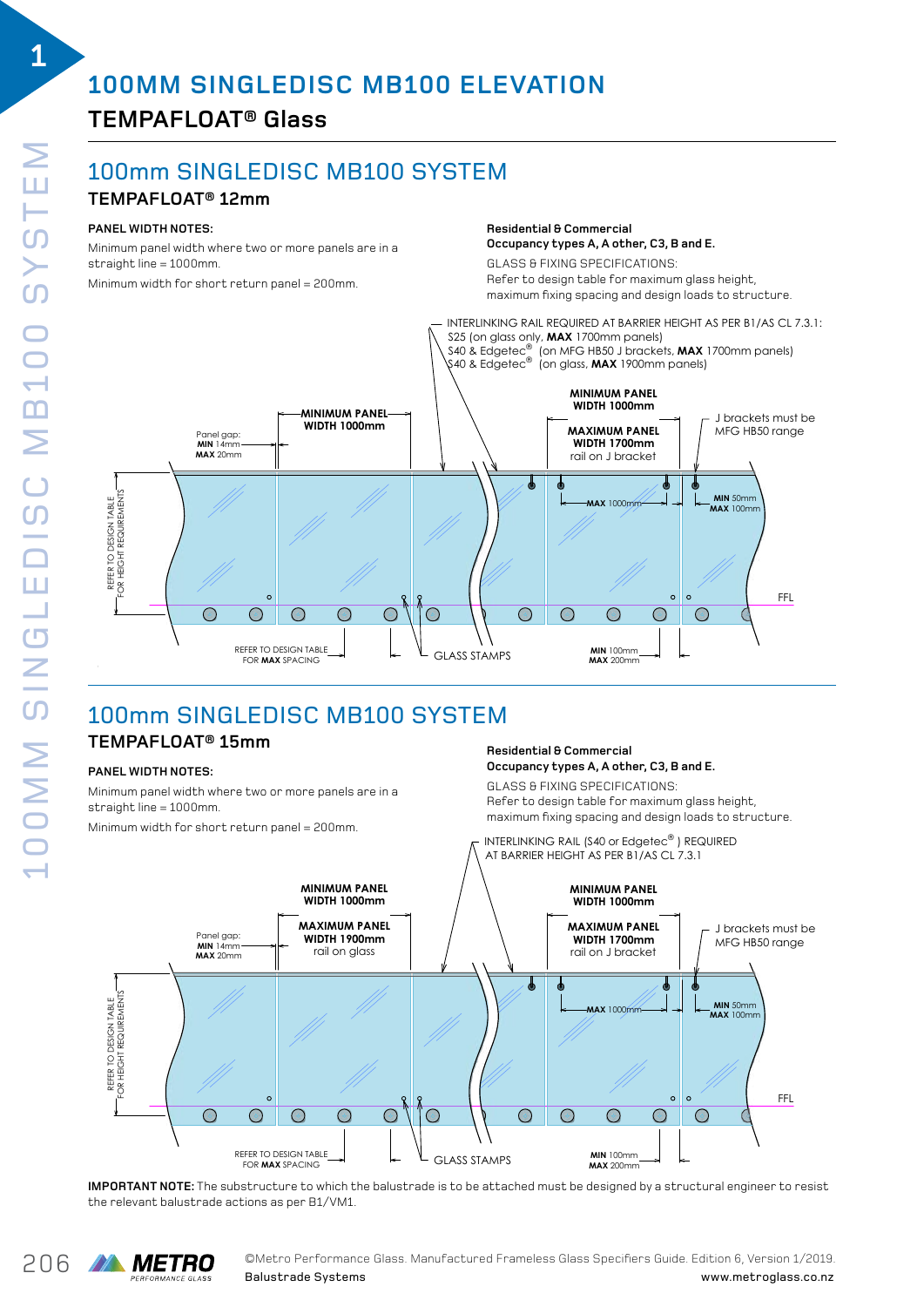# 100MM SINGLEDISC MB100 ELEVATION

## TEMPAFLOAT® Glass

## 100mm SINGLEDISC MB100 SYSTEM

### TEMPAFLOAT® 12mm

**PANEL WIDTH NOTES:**

Minimum panel width where two or more panels are in a straight line = 1000mm.

Minimum width for short return panel = 200mm.

**Residential & Commercial**
**Occupancy types A, A other, C3, B and E.**

GLASS & FIXING SPECIFICATIONS:
Refer to design table for maximum glass height, maximum fixing spacing and design loads to structure.

INTERLINKING RAIL REQUIRED AT BARRIER HEIGHT AS PER B1/AS CL 7.3.1:
S25 (on glass only, **MAX** 1700mm panels)
S40 & Edgetec® (on MFG HB50 J brackets, **MAX** 1700mm panels)
S40 & Edgetec® (on glass, **MAX** 1900mm panels)

Panel gap: **MIN** 14mm **MAX** 20mm

**MINIMUM PANEL WIDTH 1000mm**

**MINIMUM PANEL WIDTH 1000mm**

**MAXIMUM PANEL WIDTH 1700mm** rail on J bracket

J brackets must be MFG HB50 range

**MAX** 1000mm

**MIN** 50mm **MAX** 100mm

REFER TO DESIGN TABLE FOR HEIGHT REQUIREMENTS

FFL

REFER TO DESIGN TABLE FOR **MAX** SPACING

GLASS STAMPS

**MIN** 100mm **MAX** 200mm

## 100mm SINGLEDISC MB100 SYSTEM

### TEMPAFLOAT® 15mm

**PANEL WIDTH NOTES:**

Minimum panel width where two or more panels are in a straight line = 1000mm.

Minimum width for short return panel = 200mm.

**Residential & Commercial**
**Occupancy types A, A other, C3, B and E.**

GLASS & FIXING SPECIFICATIONS:
Refer to design table for maximum glass height, maximum fixing spacing and design loads to structure.

INTERLINKING RAIL (S40 or Edgetec®) REQUIRED AT BARRIER HEIGHT AS PER B1/AS CL 7.3.1

Panel gap: **MIN** 14mm **MAX** 20mm

**MINIMUM PANEL WIDTH 1000mm**

**MAXIMUM PANEL WIDTH 1900mm** rail on glass

**MINIMUM PANEL WIDTH 1000mm**

**MAXIMUM PANEL WIDTH 1700mm** rail on J bracket

J brackets must be MFG HB50 range

**MAX** 1000mm

**MIN** 50mm **MAX** 100mm

REFER TO DESIGN TABLE FOR HEIGHT REQUIREMENTS

FFL

REFER TO DESIGN TABLE FOR **MAX** SPACING

GLASS STAMPS

**MIN** 100mm **MAX** 200mm

**IMPORTANT NOTE:** The substructure to which the balustrade is to be attached must be designed by a structural engineer to resist the relevant balustrade actions as per B1/VM1.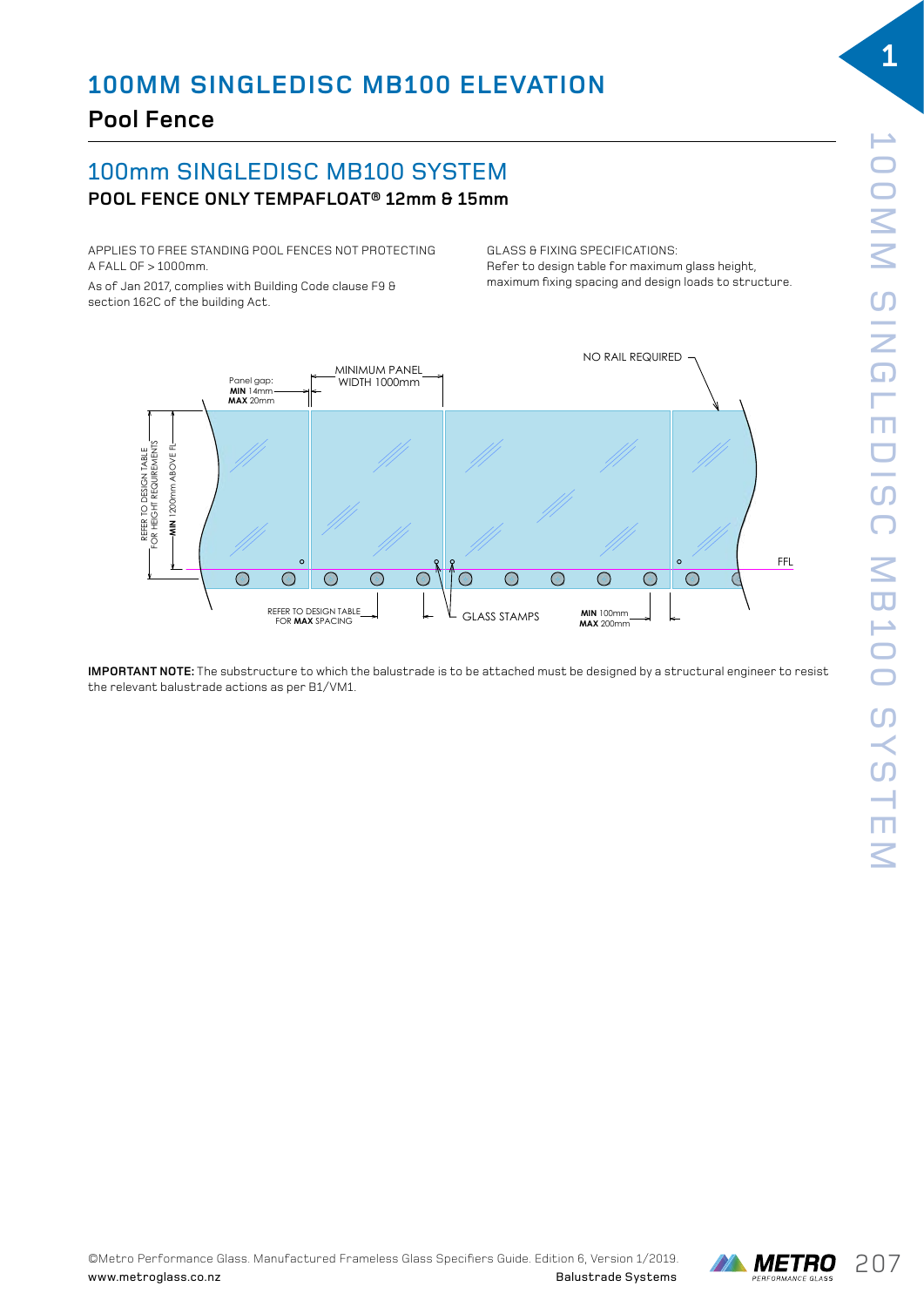# 100MM SINGLEDISC MB100 ELEVATION

## Pool Fence

## 100mm SINGLEDISC MB100 SYSTEM

### POOL FENCE ONLY TEMPAFLOAT® 12mm & 15mm

APPLIES TO FREE STANDING POOL FENCES NOT PROTECTING A FALL OF > 1000mm.

As of Jan 2017, complies with Building Code clause F9 & section 162C of the building Act.

GLASS & FIXING SPECIFICATIONS:
Refer to design table for maximum glass height, maximum fixing spacing and design loads to structure.

Panel gap: **MIN** 14mm **MAX** 20mm

MINIMUM PANEL WIDTH 1000mm

NO RAIL REQUIRED

REFER TO DESIGN TABLE FOR HEIGHT REQUIREMENTS

**MIN** 1200mm ABOVE FL

FFL

REFER TO DESIGN TABLE FOR **MAX** SPACING

GLASS STAMPS

**MIN** 100mm **MAX** 200mm

**IMPORTANT NOTE:** The substructure to which the balustrade is to be attached must be designed by a structural engineer to resist the relevant balustrade actions as per B1/VM1.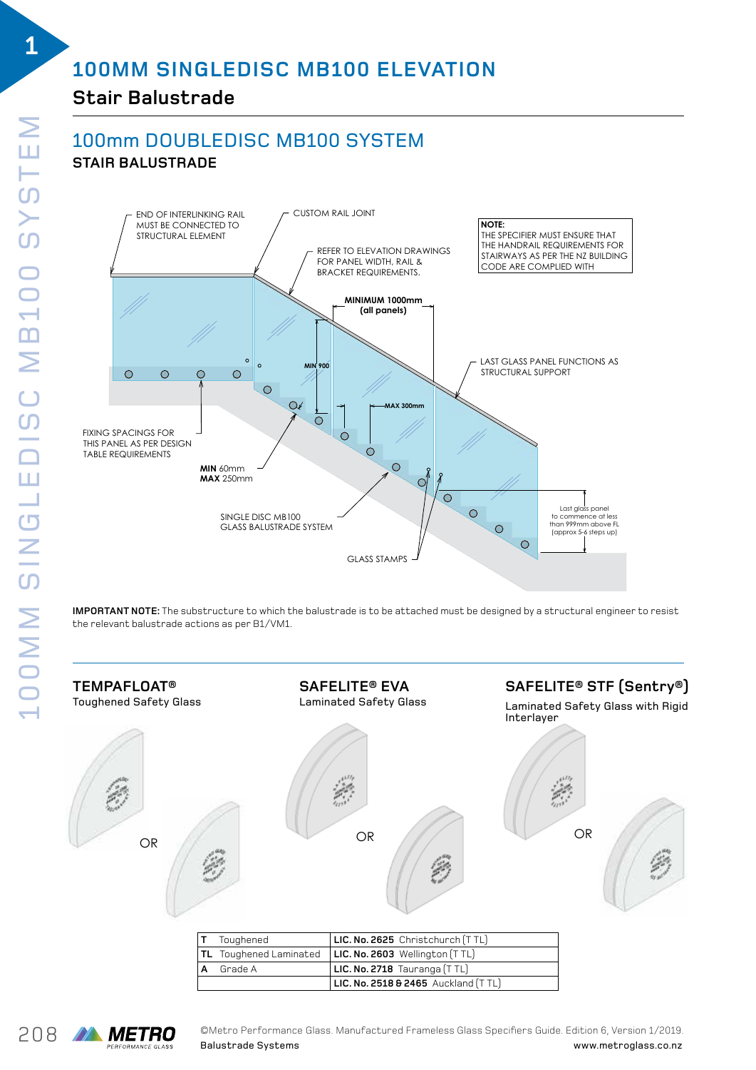# 100MM SINGLEDISC MB100 ELEVATION

## Stair Balustrade

## 100mm DOUBLEDISC MB100 SYSTEM

### STAIR BALUSTRADE

END OF INTERLINKING RAIL MUST BE CONNECTED TO STRUCTURAL ELEMENT

CUSTOM RAIL JOINT

REFER TO ELEVATION DRAWINGS FOR PANEL WIDTH, RAIL & BRACKET REQUIREMENTS.

**NOTE:**
THE SPECIFIER MUST ENSURE THAT THE HANDRAIL REQUIREMENTS FOR STAIRWAYS AS PER THE NZ BUILDING CODE ARE COMPLIED WITH

**MINIMUM 1000mm (all panels)**

MIN 900

LAST GLASS PANEL FUNCTIONS AS STRUCTURAL SUPPORT

MAX 300mm

FIXING SPACINGS FOR THIS PANEL AS PER DESIGN TABLE REQUIREMENTS

**MIN** 60mm
**MAX** 250mm

SINGLE DISC MB100 GLASS BALUSTRADE SYSTEM

Last glass panel to commence at less than 999mm above FL (approx 5-6 steps up)

GLASS STAMPS

**IMPORTANT NOTE:** The substructure to which the balustrade is to be attached must be designed by a structural engineer to resist the relevant balustrade actions as per B1/VM1.

**TEMPAFLOAT®**
Toughened Safety Glass

OR

**SAFELITE® EVA**
Laminated Safety Glass

OR

**SAFELITE® STF (Sentry®)**
Laminated Safety Glass with Rigid Interlayer

OR

| | |
|---|---|
| **T** Toughened | **LIC. No. 2625** Christchurch (T TL) |
| **TL** Toughened Laminated | **LIC. No. 2603** Wellington (T TL) |
| **A** Grade A | **LIC. No. 2718** Tauranga (T TL) |
| | **LIC. No. 2518 & 2465** Auckland (T TL) |

©Metro Performance Glass. Manufactured Frameless Glass Specifiers Guide. Edition 6, Version 1/2019.
Balustrade Systems
www.metroglass.co.nz